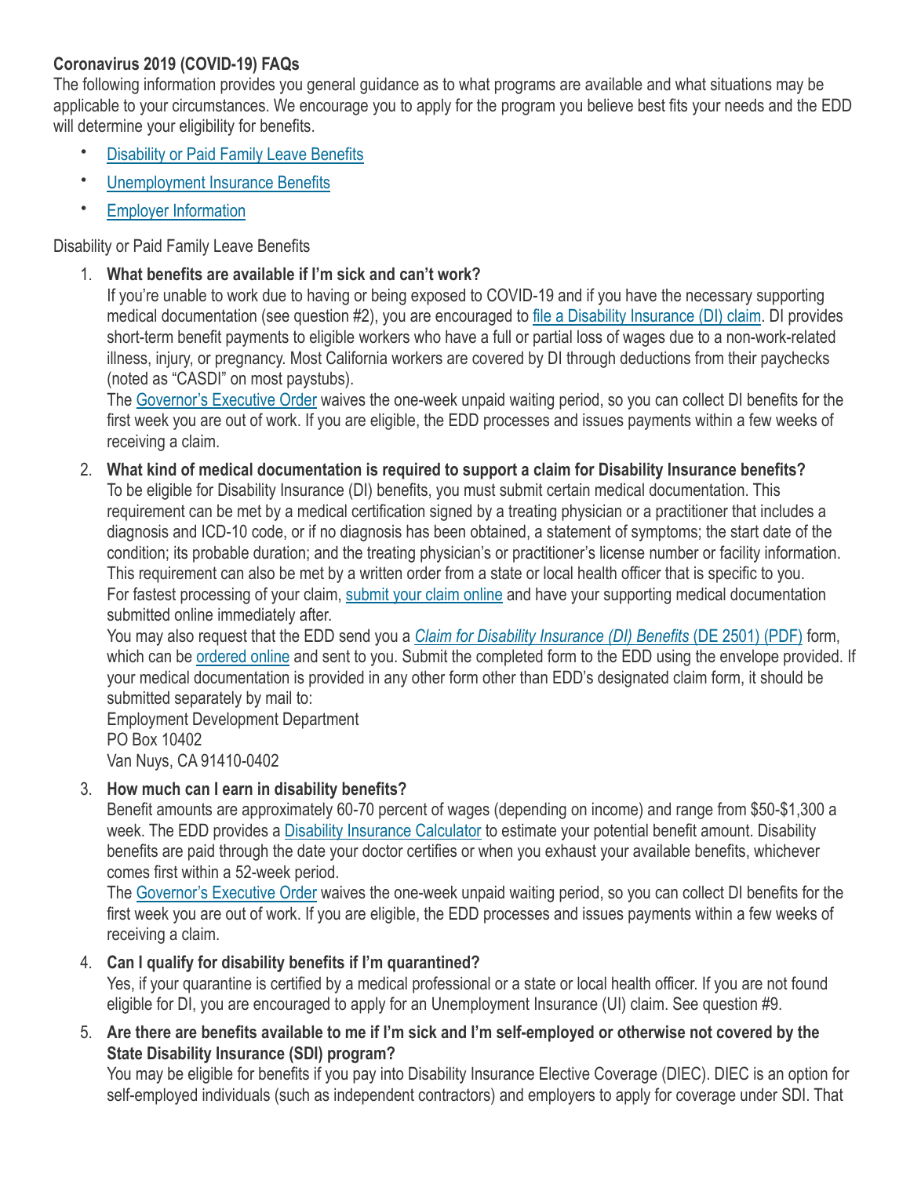**Coronavirus 2019 (COVID-19) FAQs**

The following information provides you general guidance as to what programs are available and what situations may be applicable to your circumstances. We encourage you to apply for the program you believe best fits your needs and the EDD will determine your eligibility for benefits.

- Disability or Paid Family Leave Benefits
- Unemployment Insurance Benefits
- Employer Information

Disability or Paid Family Leave Benefits

1. **What benefits are available if I'm sick and can't work?**
   If you're unable to work due to having or being exposed to COVID-19 and if you have the necessary supporting medical documentation (see question #2), you are encouraged to file a Disability Insurance (DI) claim. DI provides short-term benefit payments to eligible workers who have a full or partial loss of wages due to a non-work-related illness, injury, or pregnancy. Most California workers are covered by DI through deductions from their paychecks (noted as "CASDI" on most paystubs).
   The Governor's Executive Order waives the one-week unpaid waiting period, so you can collect DI benefits for the first week you are out of work. If you are eligible, the EDD processes and issues payments within a few weeks of receiving a claim.

2. **What kind of medical documentation is required to support a claim for Disability Insurance benefits?**
   To be eligible for Disability Insurance (DI) benefits, you must submit certain medical documentation. This requirement can be met by a medical certification signed by a treating physician or a practitioner that includes a diagnosis and ICD-10 code, or if no diagnosis has been obtained, a statement of symptoms; the start date of the condition; its probable duration; and the treating physician's or practitioner's license number or facility information. This requirement can also be met by a written order from a state or local health officer that is specific to you.
   For fastest processing of your claim, submit your claim online and have your supporting medical documentation submitted online immediately after.
   You may also request that the EDD send you a *Claim for Disability Insurance (DI) Benefits* (DE 2501) (PDF) form, which can be ordered online and sent to you. Submit the completed form to the EDD using the envelope provided. If your medical documentation is provided in any other form other than EDD's designated claim form, it should be submitted separately by mail to:
   Employment Development Department
   PO Box 10402
   Van Nuys, CA 91410-0402

3. **How much can I earn in disability benefits?**
   Benefit amounts are approximately 60-70 percent of wages (depending on income) and range from $50-$1,300 a week. The EDD provides a Disability Insurance Calculator to estimate your potential benefit amount. Disability benefits are paid through the date your doctor certifies or when you exhaust your available benefits, whichever comes first within a 52-week period.
   The Governor's Executive Order waives the one-week unpaid waiting period, so you can collect DI benefits for the first week you are out of work. If you are eligible, the EDD processes and issues payments within a few weeks of receiving a claim.

4. **Can I qualify for disability benefits if I'm quarantined?**
   Yes, if your quarantine is certified by a medical professional or a state or local health officer. If you are not found eligible for DI, you are encouraged to apply for an Unemployment Insurance (UI) claim. See question #9.

5. **Are there are benefits available to me if I'm sick and I'm self-employed or otherwise not covered by the State Disability Insurance (SDI) program?**
   You may be eligible for benefits if you pay into Disability Insurance Elective Coverage (DIEC). DIEC is an option for self-employed individuals (such as independent contractors) and employers to apply for coverage under SDI. That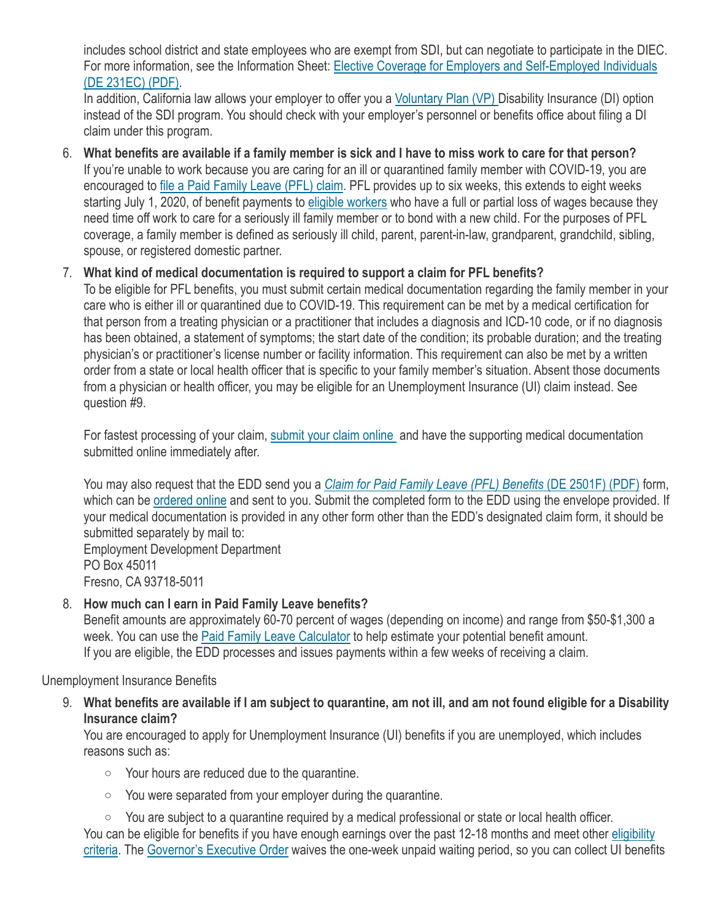includes school district and state employees who are exempt from SDI, but can negotiate to participate in the DIEC. For more information, see the Information Sheet: [Elective Coverage for Employers and Self-Employed Individuals (DE 231EC) (PDF)](#).

In addition, California law allows your employer to offer you a [Voluntary Plan (VP)](#) Disability Insurance (DI) option instead of the SDI program. You should check with your employer's personnel or benefits office about filing a DI claim under this program.

6. **What benefits are available if a family member is sick and I have to miss work to care for that person?**
   If you're unable to work because you are caring for an ill or quarantined family member with COVID-19, you are encouraged to [file a Paid Family Leave (PFL) claim](#). PFL provides up to six weeks, this extends to eight weeks starting July 1, 2020, of benefit payments to [eligible workers](#) who have a full or partial loss of wages because they need time off work to care for a seriously ill family member or to bond with a new child. For the purposes of PFL coverage, a family member is defined as seriously ill child, parent, parent-in-law, grandparent, grandchild, sibling, spouse, or registered domestic partner.

7. **What kind of medical documentation is required to support a claim for PFL benefits?**
   To be eligible for PFL benefits, you must submit certain medical documentation regarding the family member in your care who is either ill or quarantined due to COVID-19. This requirement can be met by a medical certification for that person from a treating physician or a practitioner that includes a diagnosis and ICD-10 code, or if no diagnosis has been obtained, a statement of symptoms; the start date of the condition; its probable duration; and the treating physician's or practitioner's license number or facility information. This requirement can also be met by a written order from a state or local health officer that is specific to your family member's situation. Absent those documents from a physician or health officer, you may be eligible for an Unemployment Insurance (UI) claim instead. See question #9.

   For fastest processing of your claim, [submit your claim online](#) and have the supporting medical documentation submitted online immediately after.

   You may also request that the EDD send you a [*Claim for Paid Family Leave (PFL) Benefits* (DE 2501F) (PDF)](#) form, which can be [ordered online](#) and sent to you. Submit the completed form to the EDD using the envelope provided. If your medical documentation is provided in any other form other than the EDD's designated claim form, it should be submitted separately by mail to:
   Employment Development Department
   PO Box 45011
   Fresno, CA 93718-5011

8. **How much can I earn in Paid Family Leave benefits?**
   Benefit amounts are approximately 60-70 percent of wages (depending on income) and range from $50-$1,300 a week. You can use the [Paid Family Leave Calculator](#) to help estimate your potential benefit amount.
   If you are eligible, the EDD processes and issues payments within a few weeks of receiving a claim.

Unemployment Insurance Benefits

9. **What benefits are available if I am subject to quarantine, am not ill, and am not found eligible for a Disability Insurance claim?**
   You are encouraged to apply for Unemployment Insurance (UI) benefits if you are unemployed, which includes reasons such as:

   - Your hours are reduced due to the quarantine.
   - You were separated from your employer during the quarantine.
   - You are subject to a quarantine required by a medical professional or state or local health officer.

   You can be eligible for benefits if you have enough earnings over the past 12-18 months and meet other [eligibility criteria](#). The [Governor's Executive Order](#) waives the one-week unpaid waiting period, so you can collect UI benefits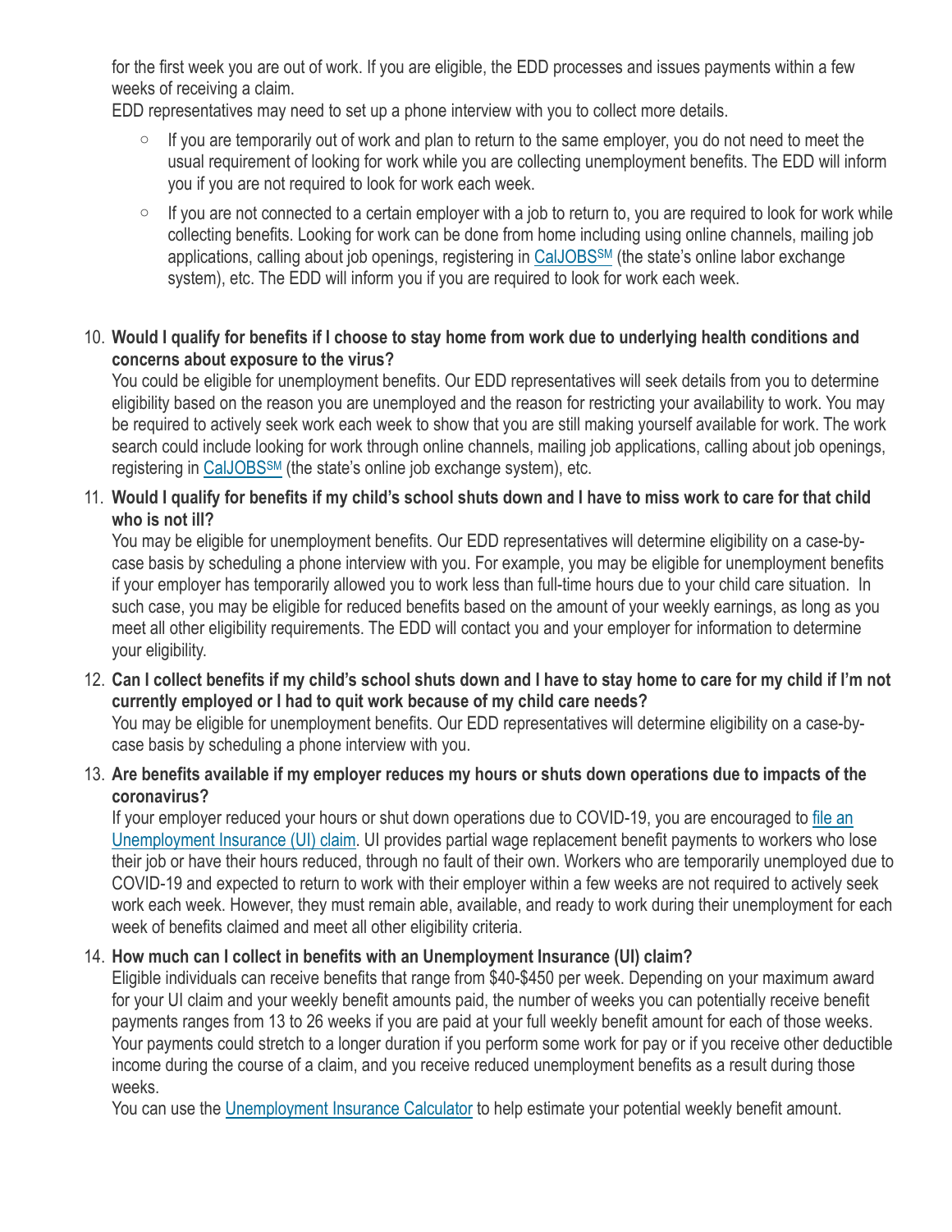for the first week you are out of work. If you are eligible, the EDD processes and issues payments within a few weeks of receiving a claim.
EDD representatives may need to set up a phone interview with you to collect more details.

- If you are temporarily out of work and plan to return to the same employer, you do not need to meet the usual requirement of looking for work while you are collecting unemployment benefits. The EDD will inform you if you are not required to look for work each week.
- If you are not connected to a certain employer with a job to return to, you are required to look for work while collecting benefits. Looking for work can be done from home including using online channels, mailing job applications, calling about job openings, registering in CalJOBS[SM] (the state's online labor exchange system), etc. The EDD will inform you if you are required to look for work each week.

10. **Would I qualify for benefits if I choose to stay home from work due to underlying health conditions and concerns about exposure to the virus?**
    You could be eligible for unemployment benefits. Our EDD representatives will seek details from you to determine eligibility based on the reason you are unemployed and the reason for restricting your availability to work. You may be required to actively seek work each week to show that you are still making yourself available for work. The work search could include looking for work through online channels, mailing job applications, calling about job openings, registering in CalJOBS[SM] (the state's online job exchange system), etc.

11. **Would I qualify for benefits if my child's school shuts down and I have to miss work to care for that child who is not ill?**
    You may be eligible for unemployment benefits. Our EDD representatives will determine eligibility on a case-by-case basis by scheduling a phone interview with you. For example, you may be eligible for unemployment benefits if your employer has temporarily allowed you to work less than full-time hours due to your child care situation. In such case, you may be eligible for reduced benefits based on the amount of your weekly earnings, as long as you meet all other eligibility requirements. The EDD will contact you and your employer for information to determine your eligibility.

12. **Can I collect benefits if my child's school shuts down and I have to stay home to care for my child if I'm not currently employed or I had to quit work because of my child care needs?**
    You may be eligible for unemployment benefits. Our EDD representatives will determine eligibility on a case-by-case basis by scheduling a phone interview with you.

13. **Are benefits available if my employer reduces my hours or shuts down operations due to impacts of the coronavirus?**
    If your employer reduced your hours or shut down operations due to COVID-19, you are encouraged to file an Unemployment Insurance (UI) claim. UI provides partial wage replacement benefit payments to workers who lose their job or have their hours reduced, through no fault of their own. Workers who are temporarily unemployed due to COVID-19 and expected to return to work with their employer within a few weeks are not required to actively seek work each week. However, they must remain able, available, and ready to work during their unemployment for each week of benefits claimed and meet all other eligibility criteria.

14. **How much can I collect in benefits with an Unemployment Insurance (UI) claim?**
    Eligible individuals can receive benefits that range from $40-$450 per week. Depending on your maximum award for your UI claim and your weekly benefit amounts paid, the number of weeks you can potentially receive benefit payments ranges from 13 to 26 weeks if you are paid at your full weekly benefit amount for each of those weeks. Your payments could stretch to a longer duration if you perform some work for pay or if you receive other deductible income during the course of a claim, and you receive reduced unemployment benefits as a result during those weeks.
    You can use the Unemployment Insurance Calculator to help estimate your potential weekly benefit amount.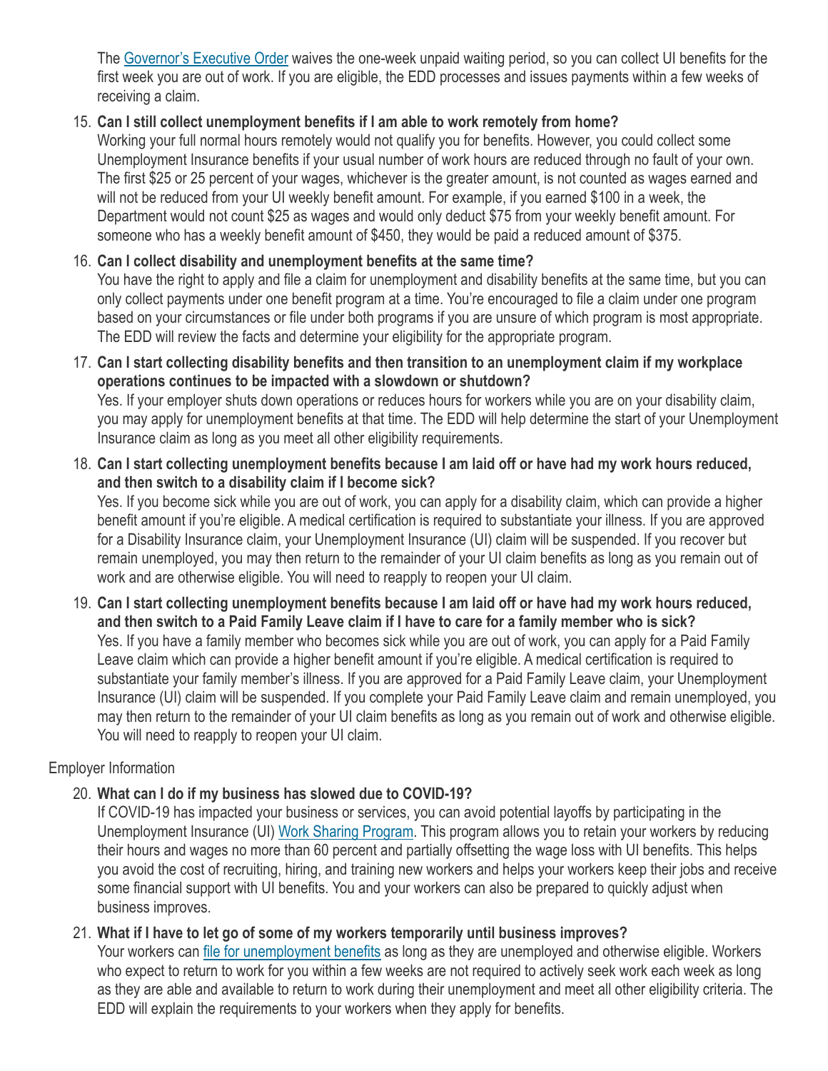The [Governor's Executive Order] waives the one-week unpaid waiting period, so you can collect UI benefits for the first week you are out of work. If you are eligible, the EDD processes and issues payments within a few weeks of receiving a claim.

15. **Can I still collect unemployment benefits if I am able to work remotely from home?**
    Working your full normal hours remotely would not qualify you for benefits. However, you could collect some Unemployment Insurance benefits if your usual number of work hours are reduced through no fault of your own. The first $25 or 25 percent of your wages, whichever is the greater amount, is not counted as wages earned and will not be reduced from your UI weekly benefit amount. For example, if you earned $100 in a week, the Department would not count $25 as wages and would only deduct $75 from your weekly benefit amount. For someone who has a weekly benefit amount of $450, they would be paid a reduced amount of $375.

16. **Can I collect disability and unemployment benefits at the same time?**
    You have the right to apply and file a claim for unemployment and disability benefits at the same time, but you can only collect payments under one benefit program at a time. You're encouraged to file a claim under one program based on your circumstances or file under both programs if you are unsure of which program is most appropriate. The EDD will review the facts and determine your eligibility for the appropriate program.

17. **Can I start collecting disability benefits and then transition to an unemployment claim if my workplace operations continues to be impacted with a slowdown or shutdown?**
    Yes. If your employer shuts down operations or reduces hours for workers while you are on your disability claim, you may apply for unemployment benefits at that time. The EDD will help determine the start of your Unemployment Insurance claim as long as you meet all other eligibility requirements.

18. **Can I start collecting unemployment benefits because I am laid off or have had my work hours reduced, and then switch to a disability claim if I become sick?**
    Yes. If you become sick while you are out of work, you can apply for a disability claim, which can provide a higher benefit amount if you're eligible. A medical certification is required to substantiate your illness. If you are approved for a Disability Insurance claim, your Unemployment Insurance (UI) claim will be suspended. If you recover but remain unemployed, you may then return to the remainder of your UI claim benefits as long as you remain out of work and are otherwise eligible. You will need to reapply to reopen your UI claim.

19. **Can I start collecting unemployment benefits because I am laid off or have had my work hours reduced, and then switch to a Paid Family Leave claim if I have to care for a family member who is sick?**
    Yes. If you have a family member who becomes sick while you are out of work, you can apply for a Paid Family Leave claim which can provide a higher benefit amount if you're eligible. A medical certification is required to substantiate your family member's illness. If you are approved for a Paid Family Leave claim, your Unemployment Insurance (UI) claim will be suspended. If you complete your Paid Family Leave claim and remain unemployed, you may then return to the remainder of your UI claim benefits as long as you remain out of work and otherwise eligible. You will need to reapply to reopen your UI claim.

Employer Information

20. **What can I do if my business has slowed due to COVID-19?**
    If COVID-19 has impacted your business or services, you can avoid potential layoffs by participating in the Unemployment Insurance (UI) [Work Sharing Program]. This program allows you to retain your workers by reducing their hours and wages no more than 60 percent and partially offsetting the wage loss with UI benefits. This helps you avoid the cost of recruiting, hiring, and training new workers and helps your workers keep their jobs and receive some financial support with UI benefits. You and your workers can also be prepared to quickly adjust when business improves.

21. **What if I have to let go of some of my workers temporarily until business improves?**
    Your workers can [file for unemployment benefits] as long as they are unemployed and otherwise eligible. Workers who expect to return to work for you within a few weeks are not required to actively seek work each week as long as they are able and available to return to work during their unemployment and meet all other eligibility criteria. The EDD will explain the requirements to your workers when they apply for benefits.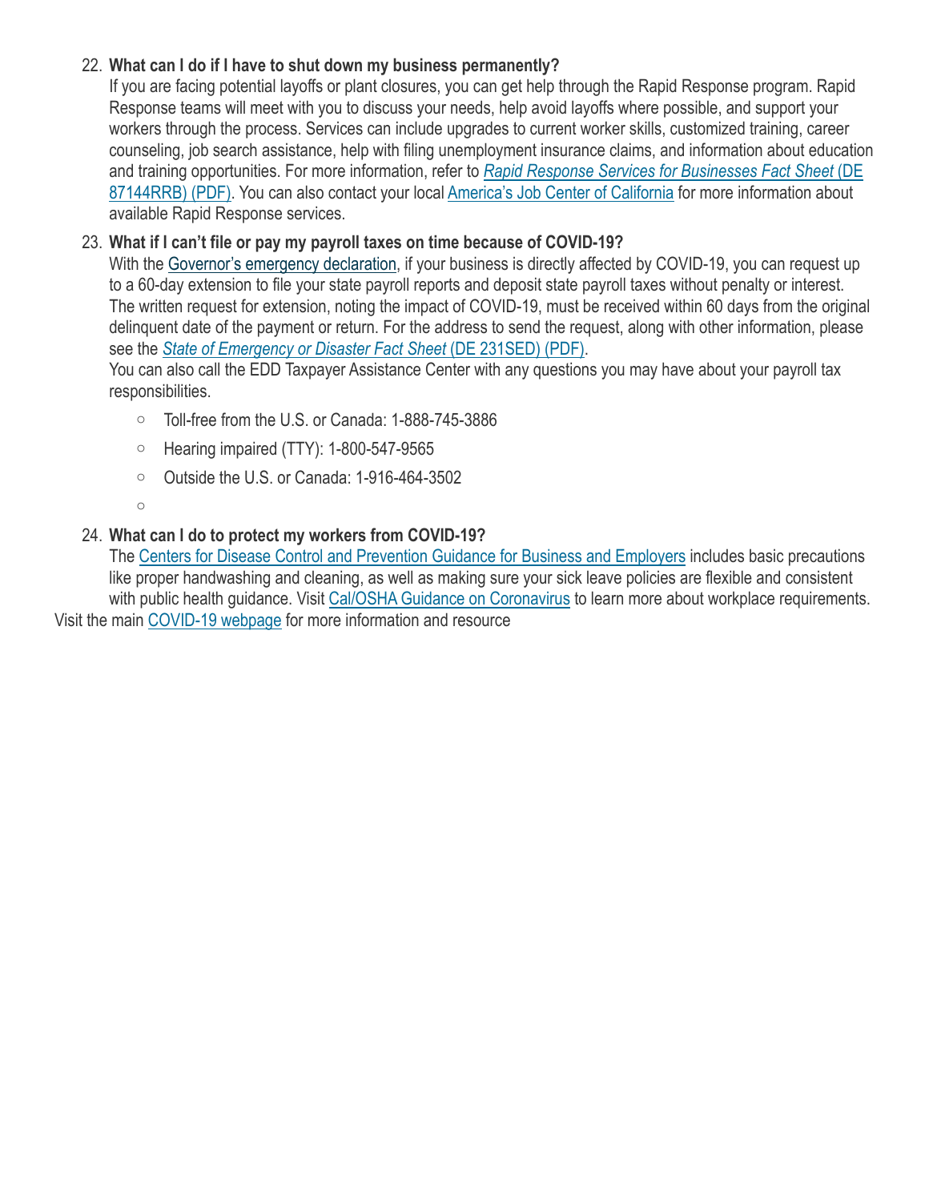22. **What can I do if I have to shut down my business permanently?**
    If you are facing potential layoffs or plant closures, you can get help through the Rapid Response program. Rapid Response teams will meet with you to discuss your needs, help avoid layoffs where possible, and support your workers through the process. Services can include upgrades to current worker skills, customized training, career counseling, job search assistance, help with filing unemployment insurance claims, and information about education and training opportunities. For more information, refer to *Rapid Response Services for Businesses Fact Sheet* (DE 87144RRB) (PDF). You can also contact your local America's Job Center of California for more information about available Rapid Response services.

23. **What if I can't file or pay my payroll taxes on time because of COVID-19?**
    With the Governor's emergency declaration, if your business is directly affected by COVID-19, you can request up to a 60-day extension to file your state payroll reports and deposit state payroll taxes without penalty or interest. The written request for extension, noting the impact of COVID-19, must be received within 60 days from the original delinquent date of the payment or return. For the address to send the request, along with other information, please see the *State of Emergency or Disaster Fact Sheet* (DE 231SED) (PDF).
    You can also call the EDD Taxpayer Assistance Center with any questions you may have about your payroll tax responsibilities.

    - Toll-free from the U.S. or Canada: 1-888-745-3886
    - Hearing impaired (TTY): 1-800-547-9565
    - Outside the U.S. or Canada: 1-916-464-3502

24. **What can I do to protect my workers from COVID-19?**
    The Centers for Disease Control and Prevention Guidance for Business and Employers includes basic precautions like proper handwashing and cleaning, as well as making sure your sick leave policies are flexible and consistent with public health guidance. Visit Cal/OSHA Guidance on Coronavirus to learn more about workplace requirements.

Visit the main COVID-19 webpage for more information and resource